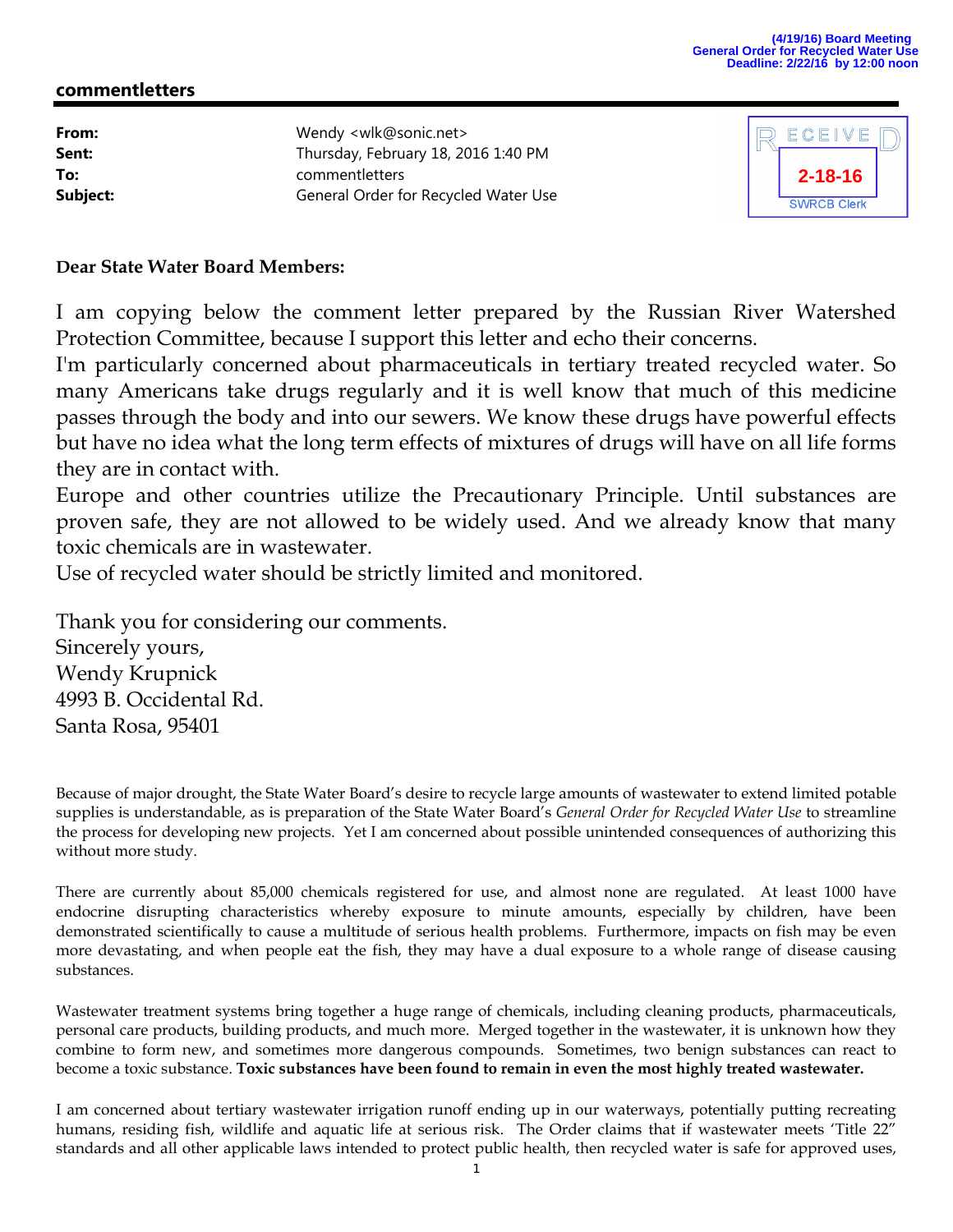(4/19/16) Board Meeting
General Order for Recycled Water Use
Deadline: 2/22/16 by 12:00 noon

## commentletters

| | |
|---|---|
| **From:** | Wendy <wlk@sonic.net> |
| **Sent:** | Thursday, February 18, 2016 1:40 PM |
| **To:** | commentletters |
| **Subject:** | General Order for Recycled Water Use |

RECEIVED
2-18-16
SWRCB Clerk

**Dear State Water Board Members:**

I am copying below the comment letter prepared by the Russian River Watershed Protection Committee, because I support this letter and echo their concerns.
I'm particularly concerned about pharmaceuticals in tertiary treated recycled water. So many Americans take drugs regularly and it is well know that much of this medicine passes through the body and into our sewers. We know these drugs have powerful effects but have no idea what the long term effects of mixtures of drugs will have on all life forms they are in contact with.
Europe and other countries utilize the Precautionary Principle. Until substances are proven safe, they are not allowed to be widely used. And we already know that many toxic chemicals are in wastewater.
Use of recycled water should be strictly limited and monitored.

Thank you for considering our comments.
Sincerely yours,
Wendy Krupnick
4993 B. Occidental Rd.
Santa Rosa, 95401

Because of major drought, the State Water Board's desire to recycle large amounts of wastewater to extend limited potable supplies is understandable, as is preparation of the State Water Board's *General Order for Recycled Water Use* to streamline the process for developing new projects. Yet I am concerned about possible unintended consequences of authorizing this without more study.

There are currently about 85,000 chemicals registered for use, and almost none are regulated. At least 1000 have endocrine disrupting characteristics whereby exposure to minute amounts, especially by children, have been demonstrated scientifically to cause a multitude of serious health problems. Furthermore, impacts on fish may be even more devastating, and when people eat the fish, they may have a dual exposure to a whole range of disease causing substances.

Wastewater treatment systems bring together a huge range of chemicals, including cleaning products, pharmaceuticals, personal care products, building products, and much more. Merged together in the wastewater, it is unknown how they combine to form new, and sometimes more dangerous compounds. Sometimes, two benign substances can react to become a toxic substance. **Toxic substances have been found to remain in even the most highly treated wastewater.**

I am concerned about tertiary wastewater irrigation runoff ending up in our waterways, potentially putting recreating humans, residing fish, wildlife and aquatic life at serious risk. The Order claims that if wastewater meets 'Title 22" standards and all other applicable laws intended to protect public health, then recycled water is safe for approved uses,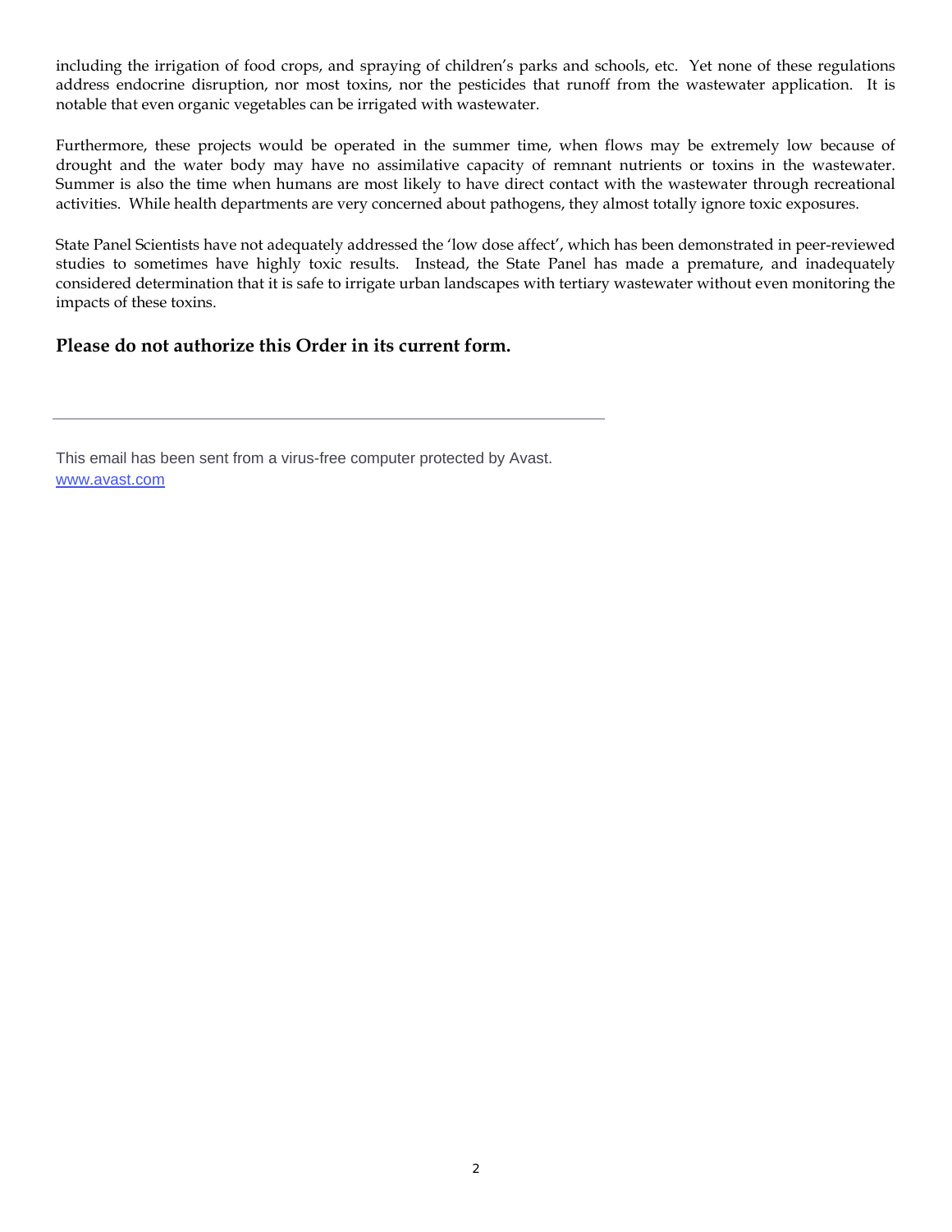including the irrigation of food crops, and spraying of children's parks and schools, etc. Yet none of these regulations address endocrine disruption, nor most toxins, nor the pesticides that runoff from the wastewater application. It is notable that even organic vegetables can be irrigated with wastewater.

Furthermore, these projects would be operated in the summer time, when flows may be extremely low because of drought and the water body may have no assimilative capacity of remnant nutrients or toxins in the wastewater. Summer is also the time when humans are most likely to have direct contact with the wastewater through recreational activities. While health departments are very concerned about pathogens, they almost totally ignore toxic exposures.

State Panel Scientists have not adequately addressed the 'low dose affect', which has been demonstrated in peer-reviewed studies to sometimes have highly toxic results. Instead, the State Panel has made a premature, and inadequately considered determination that it is safe to irrigate urban landscapes with tertiary wastewater without even monitoring the impacts of these toxins.

**Please do not authorize this Order in its current form.**

---

This email has been sent from a virus-free computer protected by Avast.
www.avast.com